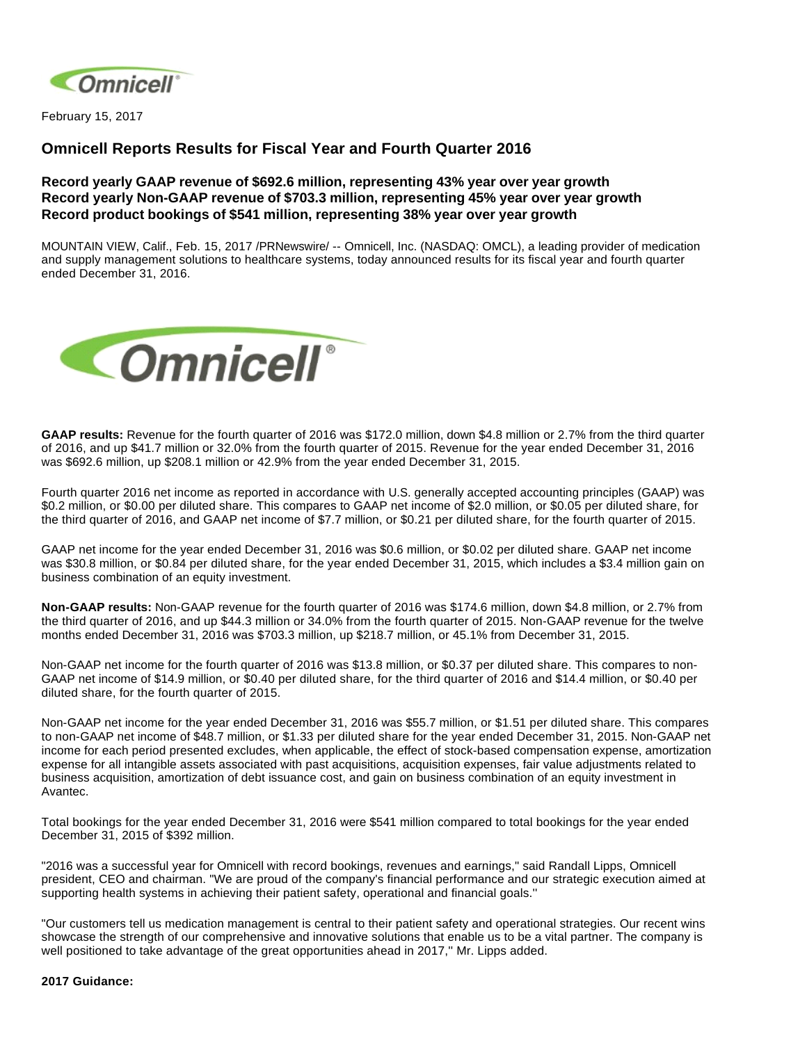February 15, 2017

## Omnicell Reports Results for Fiscal Year and Fourth Quarter 2016

### Record yearly GAAP revenue of $692.6 million, representing 43% year over year growth
### Record yearly Non-GAAP revenue of $703.3 million, representing 45% year over year growth
### Record product bookings of $541 million, representing 38% year over year growth

MOUNTAIN VIEW, Calif., Feb. 15, 2017 /PRNewswire/ -- Omnicell, Inc. (NASDAQ: OMCL), a leading provider of medication and supply management solutions to healthcare systems, today announced results for its fiscal year and fourth quarter ended December 31, 2016.

**GAAP results:** Revenue for the fourth quarter of 2016 was $172.0 million, down $4.8 million or 2.7% from the third quarter of 2016, and up $41.7 million or 32.0% from the fourth quarter of 2015. Revenue for the year ended December 31, 2016 was $692.6 million, up $208.1 million or 42.9% from the year ended December 31, 2015.

Fourth quarter 2016 net income as reported in accordance with U.S. generally accepted accounting principles (GAAP) was $0.2 million, or $0.00 per diluted share. This compares to GAAP net income of $2.0 million, or $0.05 per diluted share, for the third quarter of 2016, and GAAP net income of $7.7 million, or $0.21 per diluted share, for the fourth quarter of 2015.

GAAP net income for the year ended December 31, 2016 was $0.6 million, or $0.02 per diluted share. GAAP net income was $30.8 million, or $0.84 per diluted share, for the year ended December 31, 2015, which includes a $3.4 million gain on business combination of an equity investment.

**Non-GAAP results:** Non-GAAP revenue for the fourth quarter of 2016 was $174.6 million, down $4.8 million, or 2.7% from the third quarter of 2016, and up $44.3 million or 34.0% from the fourth quarter of 2015. Non-GAAP revenue for the twelve months ended December 31, 2016 was $703.3 million, up $218.7 million, or 45.1% from December 31, 2015.

Non-GAAP net income for the fourth quarter of 2016 was $13.8 million, or $0.37 per diluted share. This compares to non-GAAP net income of $14.9 million, or $0.40 per diluted share, for the third quarter of 2016 and $14.4 million, or $0.40 per diluted share, for the fourth quarter of 2015.

Non-GAAP net income for the year ended December 31, 2016 was $55.7 million, or $1.51 per diluted share. This compares to non-GAAP net income of $48.7 million, or $1.33 per diluted share for the year ended December 31, 2015. Non-GAAP net income for each period presented excludes, when applicable, the effect of stock-based compensation expense, amortization expense for all intangible assets associated with past acquisitions, acquisition expenses, fair value adjustments related to business acquisition, amortization of debt issuance cost, and gain on business combination of an equity investment in Avantec.

Total bookings for the year ended December 31, 2016 were $541 million compared to total bookings for the year ended December 31, 2015 of $392 million.

"2016 was a successful year for Omnicell with record bookings, revenues and earnings," said Randall Lipps, Omnicell president, CEO and chairman. "We are proud of the company's financial performance and our strategic execution aimed at supporting health systems in achieving their patient safety, operational and financial goals."

"Our customers tell us medication management is central to their patient safety and operational strategies. Our recent wins showcase the strength of our comprehensive and innovative solutions that enable us to be a vital partner. The company is well positioned to take advantage of the great opportunities ahead in 2017," Mr. Lipps added.

**2017 Guidance:**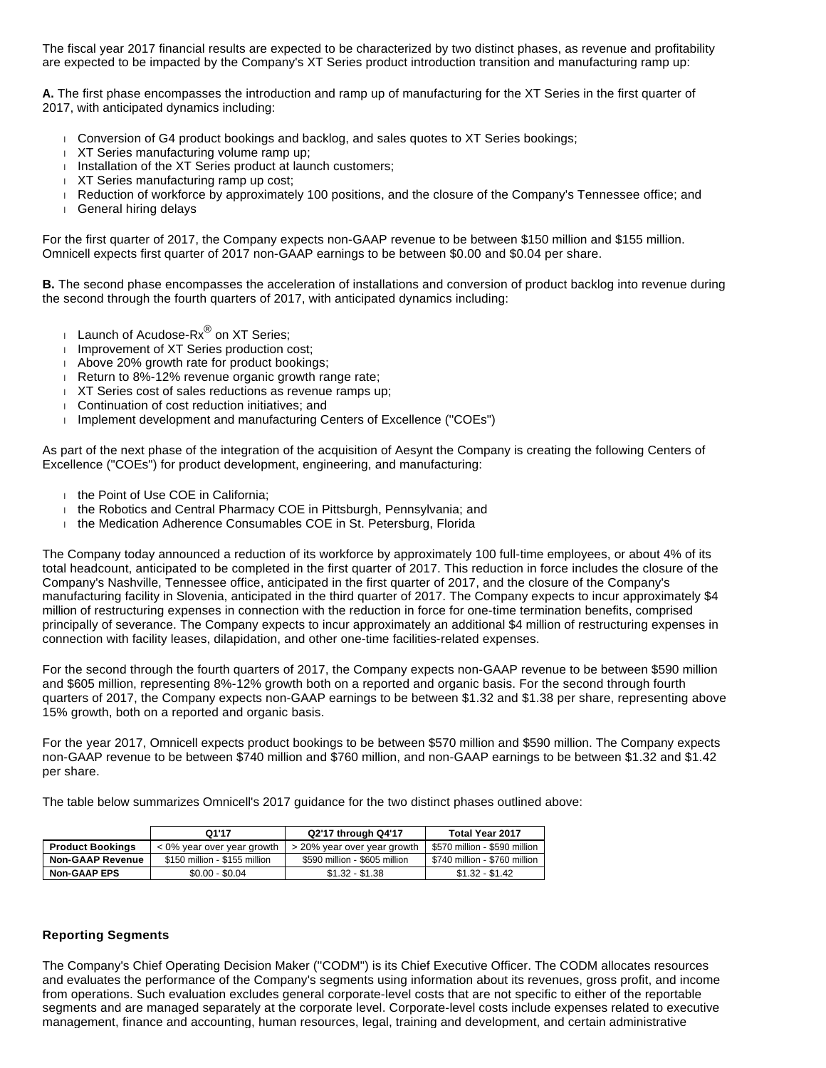The fiscal year 2017 financial results are expected to be characterized by two distinct phases, as revenue and profitability are expected to be impacted by the Company's XT Series product introduction transition and manufacturing ramp up:

**A.** The first phase encompasses the introduction and ramp up of manufacturing for the XT Series in the first quarter of 2017, with anticipated dynamics including:

- Conversion of G4 product bookings and backlog, and sales quotes to XT Series bookings;
- XT Series manufacturing volume ramp up;
- Installation of the XT Series product at launch customers;
- XT Series manufacturing ramp up cost;
- Reduction of workforce by approximately 100 positions, and the closure of the Company's Tennessee office; and
- General hiring delays

For the first quarter of 2017, the Company expects non-GAAP revenue to be between $150 million and $155 million. Omnicell expects first quarter of 2017 non-GAAP earnings to be between $0.00 and $0.04 per share.

**B.** The second phase encompasses the acceleration of installations and conversion of product backlog into revenue during the second through the fourth quarters of 2017, with anticipated dynamics including:

- Launch of Acudose-Rx® on XT Series;
- Improvement of XT Series production cost;
- Above 20% growth rate for product bookings;
- Return to 8%-12% revenue organic growth range rate;
- XT Series cost of sales reductions as revenue ramps up;
- Continuation of cost reduction initiatives; and
- Implement development and manufacturing Centers of Excellence ("COEs")

As part of the next phase of the integration of the acquisition of Aesynt the Company is creating the following Centers of Excellence ("COEs") for product development, engineering, and manufacturing:

- the Point of Use COE in California;
- the Robotics and Central Pharmacy COE in Pittsburgh, Pennsylvania; and
- the Medication Adherence Consumables COE in St. Petersburg, Florida

The Company today announced a reduction of its workforce by approximately 100 full-time employees, or about 4% of its total headcount, anticipated to be completed in the first quarter of 2017. This reduction in force includes the closure of the Company's Nashville, Tennessee office, anticipated in the first quarter of 2017, and the closure of the Company's manufacturing facility in Slovenia, anticipated in the third quarter of 2017. The Company expects to incur approximately $4 million of restructuring expenses in connection with the reduction in force for one-time termination benefits, comprised principally of severance. The Company expects to incur approximately an additional $4 million of restructuring expenses in connection with facility leases, dilapidation, and other one-time facilities-related expenses.

For the second through the fourth quarters of 2017, the Company expects non-GAAP revenue to be between $590 million and $605 million, representing 8%-12% growth both on a reported and organic basis. For the second through fourth quarters of 2017, the Company expects non-GAAP earnings to be between $1.32 and $1.38 per share, representing above 15% growth, both on a reported and organic basis.

For the year 2017, Omnicell expects product bookings to be between $570 million and $590 million. The Company expects non-GAAP revenue to be between $740 million and $760 million, and non-GAAP earnings to be between $1.32 and $1.42 per share.

The table below summarizes Omnicell's 2017 guidance for the two distinct phases outlined above:

| | Q1'17 | Q2'17 through Q4'17 | Total Year 2017 |
|---|---|---|---|
| **Product Bookings** | < 0% year over year growth | > 20% year over year growth | $570 million - $590 million |
| **Non-GAAP Revenue** | $150 million - $155 million | $590 million - $605 million | $740 million - $760 million |
| **Non-GAAP EPS** | $0.00 - $0.04 | $1.32 - $1.38 | $1.32 - $1.42 |

### Reporting Segments

The Company's Chief Operating Decision Maker ("CODM") is its Chief Executive Officer. The CODM allocates resources and evaluates the performance of the Company's segments using information about its revenues, gross profit, and income from operations. Such evaluation excludes general corporate-level costs that are not specific to either of the reportable segments and are managed separately at the corporate level. Corporate-level costs include expenses related to executive management, finance and accounting, human resources, legal, training and development, and certain administrative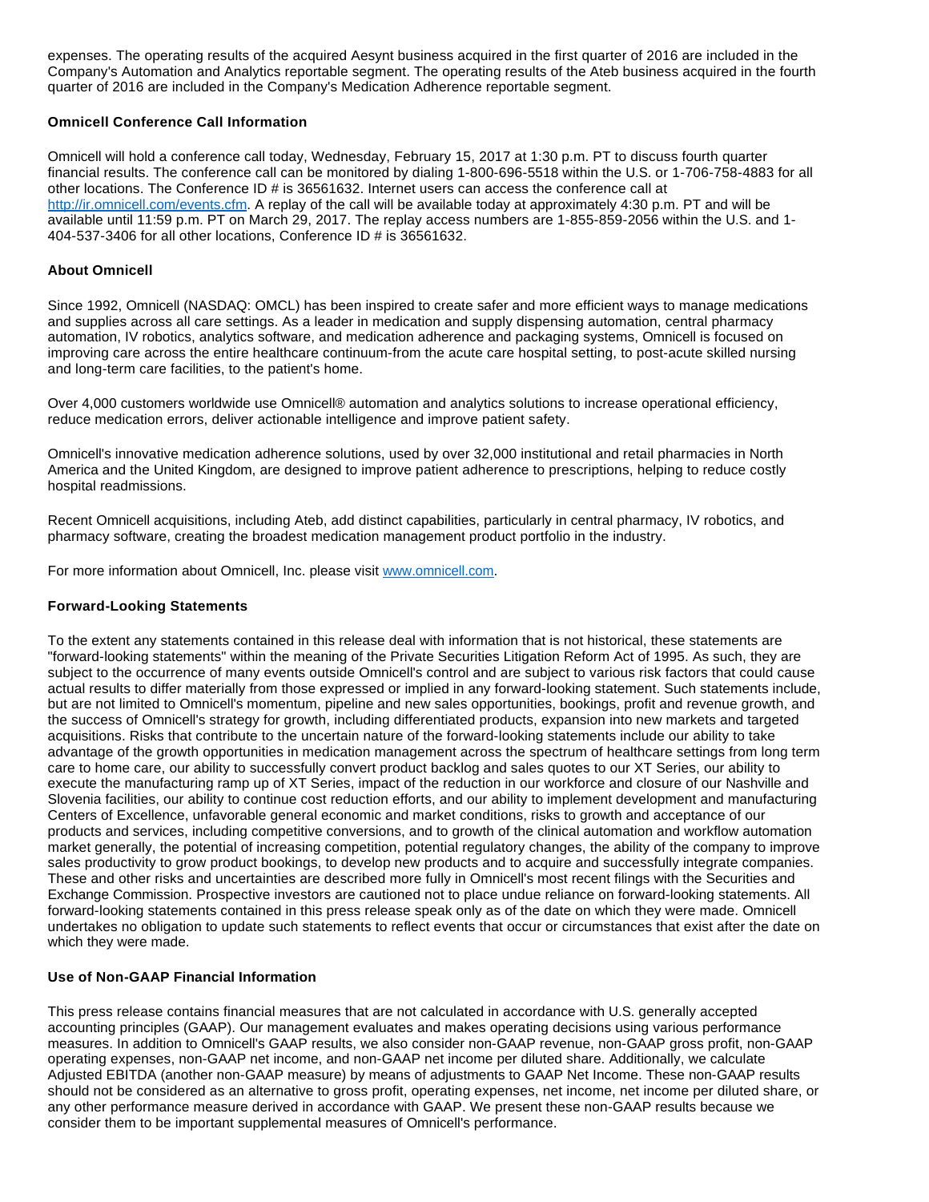expenses. The operating results of the acquired Aesynt business acquired in the first quarter of 2016 are included in the Company's Automation and Analytics reportable segment. The operating results of the Ateb business acquired in the fourth quarter of 2016 are included in the Company's Medication Adherence reportable segment.

**Omnicell Conference Call Information**

Omnicell will hold a conference call today, Wednesday, February 15, 2017 at 1:30 p.m. PT to discuss fourth quarter financial results. The conference call can be monitored by dialing 1-800-696-5518 within the U.S. or 1-706-758-4883 for all other locations. The Conference ID # is 36561632. Internet users can access the conference call at [http://ir.omnicell.com/events.cfm](http://ir.omnicell.com/events.cfm). A replay of the call will be available today at approximately 4:30 p.m. PT and will be available until 11:59 p.m. PT on March 29, 2017. The replay access numbers are 1-855-859-2056 within the U.S. and 1-404-537-3406 for all other locations, Conference ID # is 36561632.

**About Omnicell**

Since 1992, Omnicell (NASDAQ: OMCL) has been inspired to create safer and more efficient ways to manage medications and supplies across all care settings. As a leader in medication and supply dispensing automation, central pharmacy automation, IV robotics, analytics software, and medication adherence and packaging systems, Omnicell is focused on improving care across the entire healthcare continuum-from the acute care hospital setting, to post-acute skilled nursing and long-term care facilities, to the patient's home.

Over 4,000 customers worldwide use Omnicell® automation and analytics solutions to increase operational efficiency, reduce medication errors, deliver actionable intelligence and improve patient safety.

Omnicell's innovative medication adherence solutions, used by over 32,000 institutional and retail pharmacies in North America and the United Kingdom, are designed to improve patient adherence to prescriptions, helping to reduce costly hospital readmissions.

Recent Omnicell acquisitions, including Ateb, add distinct capabilities, particularly in central pharmacy, IV robotics, and pharmacy software, creating the broadest medication management product portfolio in the industry.

For more information about Omnicell, Inc. please visit [www.omnicell.com](http://www.omnicell.com).

**Forward-Looking Statements**

To the extent any statements contained in this release deal with information that is not historical, these statements are "forward-looking statements" within the meaning of the Private Securities Litigation Reform Act of 1995. As such, they are subject to the occurrence of many events outside Omnicell's control and are subject to various risk factors that could cause actual results to differ materially from those expressed or implied in any forward-looking statement. Such statements include, but are not limited to Omnicell's momentum, pipeline and new sales opportunities, bookings, profit and revenue growth, and the success of Omnicell's strategy for growth, including differentiated products, expansion into new markets and targeted acquisitions. Risks that contribute to the uncertain nature of the forward-looking statements include our ability to take advantage of the growth opportunities in medication management across the spectrum of healthcare settings from long term care to home care, our ability to successfully convert product backlog and sales quotes to our XT Series, our ability to execute the manufacturing ramp up of XT Series, impact of the reduction in our workforce and closure of our Nashville and Slovenia facilities, our ability to continue cost reduction efforts, and our ability to implement development and manufacturing Centers of Excellence, unfavorable general economic and market conditions, risks to growth and acceptance of our products and services, including competitive conversions, and to growth of the clinical automation and workflow automation market generally, the potential of increasing competition, potential regulatory changes, the ability of the company to improve sales productivity to grow product bookings, to develop new products and to acquire and successfully integrate companies. These and other risks and uncertainties are described more fully in Omnicell's most recent filings with the Securities and Exchange Commission. Prospective investors are cautioned not to place undue reliance on forward-looking statements. All forward-looking statements contained in this press release speak only as of the date on which they were made. Omnicell undertakes no obligation to update such statements to reflect events that occur or circumstances that exist after the date on which they were made.

**Use of Non-GAAP Financial Information**

This press release contains financial measures that are not calculated in accordance with U.S. generally accepted accounting principles (GAAP). Our management evaluates and makes operating decisions using various performance measures. In addition to Omnicell's GAAP results, we also consider non-GAAP revenue, non-GAAP gross profit, non-GAAP operating expenses, non-GAAP net income, and non-GAAP net income per diluted share. Additionally, we calculate Adjusted EBITDA (another non-GAAP measure) by means of adjustments to GAAP Net Income. These non-GAAP results should not be considered as an alternative to gross profit, operating expenses, net income, net income per diluted share, or any other performance measure derived in accordance with GAAP. We present these non-GAAP results because we consider them to be important supplemental measures of Omnicell's performance.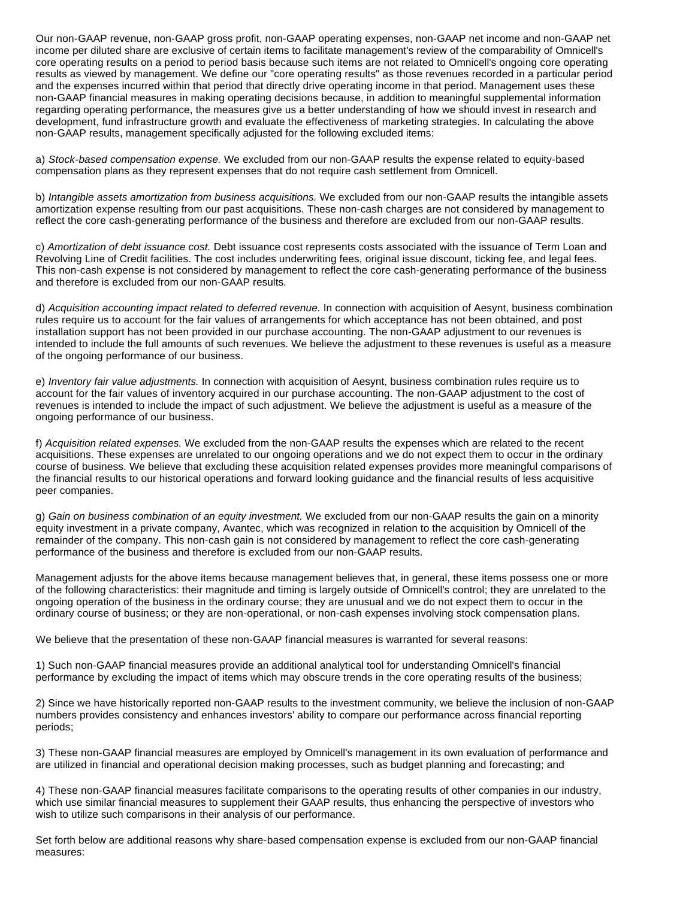Our non-GAAP revenue, non-GAAP gross profit, non-GAAP operating expenses, non-GAAP net income and non-GAAP net income per diluted share are exclusive of certain items to facilitate management's review of the comparability of Omnicell's core operating results on a period to period basis because such items are not related to Omnicell's ongoing core operating results as viewed by management. We define our "core operating results" as those revenues recorded in a particular period and the expenses incurred within that period that directly drive operating income in that period. Management uses these non-GAAP financial measures in making operating decisions because, in addition to meaningful supplemental information regarding operating performance, the measures give us a better understanding of how we should invest in research and development, fund infrastructure growth and evaluate the effectiveness of marketing strategies. In calculating the above non-GAAP results, management specifically adjusted for the following excluded items:

a) *Stock-based compensation expense.* We excluded from our non-GAAP results the expense related to equity-based compensation plans as they represent expenses that do not require cash settlement from Omnicell.

b) *Intangible assets amortization from business acquisitions.* We excluded from our non-GAAP results the intangible assets amortization expense resulting from our past acquisitions. These non-cash charges are not considered by management to reflect the core cash-generating performance of the business and therefore are excluded from our non-GAAP results.

c) *Amortization of debt issuance cost.* Debt issuance cost represents costs associated with the issuance of Term Loan and Revolving Line of Credit facilities. The cost includes underwriting fees, original issue discount, ticking fee, and legal fees. This non-cash expense is not considered by management to reflect the core cash-generating performance of the business and therefore is excluded from our non-GAAP results.

d) *Acquisition accounting impact related to deferred revenue.* In connection with acquisition of Aesynt, business combination rules require us to account for the fair values of arrangements for which acceptance has not been obtained, and post installation support has not been provided in our purchase accounting. The non-GAAP adjustment to our revenues is intended to include the full amounts of such revenues. We believe the adjustment to these revenues is useful as a measure of the ongoing performance of our business.

e) *Inventory fair value adjustments.* In connection with acquisition of Aesynt, business combination rules require us to account for the fair values of inventory acquired in our purchase accounting. The non-GAAP adjustment to the cost of revenues is intended to include the impact of such adjustment. We believe the adjustment is useful as a measure of the ongoing performance of our business.

f) *Acquisition related expenses.* We excluded from the non-GAAP results the expenses which are related to the recent acquisitions. These expenses are unrelated to our ongoing operations and we do not expect them to occur in the ordinary course of business. We believe that excluding these acquisition related expenses provides more meaningful comparisons of the financial results to our historical operations and forward looking guidance and the financial results of less acquisitive peer companies.

g) *Gain on business combination of an equity investment.* We excluded from our non-GAAP results the gain on a minority equity investment in a private company, Avantec, which was recognized in relation to the acquisition by Omnicell of the remainder of the company. This non-cash gain is not considered by management to reflect the core cash-generating performance of the business and therefore is excluded from our non-GAAP results.

Management adjusts for the above items because management believes that, in general, these items possess one or more of the following characteristics: their magnitude and timing is largely outside of Omnicell's control; they are unrelated to the ongoing operation of the business in the ordinary course; they are unusual and we do not expect them to occur in the ordinary course of business; or they are non-operational, or non-cash expenses involving stock compensation plans.

We believe that the presentation of these non-GAAP financial measures is warranted for several reasons:

1) Such non-GAAP financial measures provide an additional analytical tool for understanding Omnicell's financial performance by excluding the impact of items which may obscure trends in the core operating results of the business;

2) Since we have historically reported non-GAAP results to the investment community, we believe the inclusion of non-GAAP numbers provides consistency and enhances investors' ability to compare our performance across financial reporting periods;

3) These non-GAAP financial measures are employed by Omnicell's management in its own evaluation of performance and are utilized in financial and operational decision making processes, such as budget planning and forecasting; and

4) These non-GAAP financial measures facilitate comparisons to the operating results of other companies in our industry, which use similar financial measures to supplement their GAAP results, thus enhancing the perspective of investors who wish to utilize such comparisons in their analysis of our performance.

Set forth below are additional reasons why share-based compensation expense is excluded from our non-GAAP financial measures: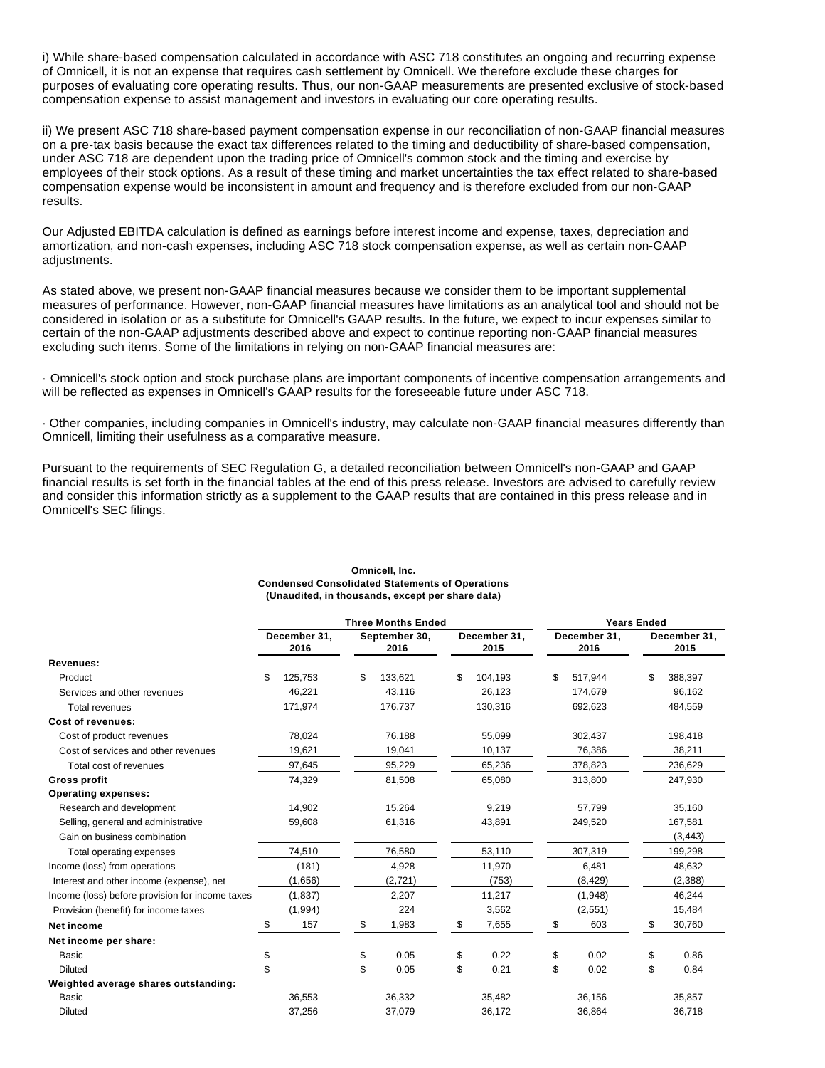i) While share-based compensation calculated in accordance with ASC 718 constitutes an ongoing and recurring expense of Omnicell, it is not an expense that requires cash settlement by Omnicell. We therefore exclude these charges for purposes of evaluating core operating results. Thus, our non-GAAP measurements are presented exclusive of stock-based compensation expense to assist management and investors in evaluating our core operating results.

ii) We present ASC 718 share-based payment compensation expense in our reconciliation of non-GAAP financial measures on a pre-tax basis because the exact tax differences related to the timing and deductibility of share-based compensation, under ASC 718 are dependent upon the trading price of Omnicell's common stock and the timing and exercise by employees of their stock options. As a result of these timing and market uncertainties the tax effect related to share-based compensation expense would be inconsistent in amount and frequency and is therefore excluded from our non-GAAP results.

Our Adjusted EBITDA calculation is defined as earnings before interest income and expense, taxes, depreciation and amortization, and non-cash expenses, including ASC 718 stock compensation expense, as well as certain non-GAAP adjustments.

As stated above, we present non-GAAP financial measures because we consider them to be important supplemental measures of performance. However, non-GAAP financial measures have limitations as an analytical tool and should not be considered in isolation or as a substitute for Omnicell's GAAP results. In the future, we expect to incur expenses similar to certain of the non-GAAP adjustments described above and expect to continue reporting non-GAAP financial measures excluding such items. Some of the limitations in relying on non-GAAP financial measures are:

· Omnicell's stock option and stock purchase plans are important components of incentive compensation arrangements and will be reflected as expenses in Omnicell's GAAP results for the foreseeable future under ASC 718.

· Other companies, including companies in Omnicell's industry, may calculate non-GAAP financial measures differently than Omnicell, limiting their usefulness as a comparative measure.

Pursuant to the requirements of SEC Regulation G, a detailed reconciliation between Omnicell's non-GAAP and GAAP financial results is set forth in the financial tables at the end of this press release. Investors are advised to carefully review and consider this information strictly as a supplement to the GAAP results that are contained in this press release and in Omnicell's SEC filings.

**Omnicell, Inc.**
**Condensed Consolidated Statements of Operations**
**(Unaudited, in thousands, except per share data)**

| | Three Months Ended | | | Years Ended | |
|---|---|---|---|---|---|
| | December 31, 2016 | September 30, 2016 | December 31, 2015 | December 31, 2016 | December 31, 2015 |
| **Revenues:** | | | | | |
| Product | $ 125,753 | $ 133,621 | $ 104,193 | $ 517,944 | $ 388,397 |
| Services and other revenues | 46,221 | 43,116 | 26,123 | 174,679 | 96,162 |
| Total revenues | 171,974 | 176,737 | 130,316 | 692,623 | 484,559 |
| **Cost of revenues:** | | | | | |
| Cost of product revenues | 78,024 | 76,188 | 55,099 | 302,437 | 198,418 |
| Cost of services and other revenues | 19,621 | 19,041 | 10,137 | 76,386 | 38,211 |
| Total cost of revenues | 97,645 | 95,229 | 65,236 | 378,823 | 236,629 |
| **Gross profit** | 74,329 | 81,508 | 65,080 | 313,800 | 247,930 |
| **Operating expenses:** | | | | | |
| Research and development | 14,902 | 15,264 | 9,219 | 57,799 | 35,160 |
| Selling, general and administrative | 59,608 | 61,316 | 43,891 | 249,520 | 167,581 |
| Gain on business combination | — | — | — | — | (3,443) |
| Total operating expenses | 74,510 | 76,580 | 53,110 | 307,319 | 199,298 |
| Income (loss) from operations | (181) | 4,928 | 11,970 | 6,481 | 48,632 |
| Interest and other income (expense), net | (1,656) | (2,721) | (753) | (8,429) | (2,388) |
| Income (loss) before provision for income taxes | (1,837) | 2,207 | 11,217 | (1,948) | 46,244 |
| Provision (benefit) for income taxes | (1,994) | 224 | 3,562 | (2,551) | 15,484 |
| **Net income** | $ 157 | $ 1,983 | $ 7,655 | $ 603 | $ 30,760 |
| **Net income per share:** | | | | | |
| Basic | $ — | $ 0.05 | $ 0.22 | $ 0.02 | $ 0.86 |
| Diluted | $ — | $ 0.05 | $ 0.21 | $ 0.02 | $ 0.84 |
| **Weighted average shares outstanding:** | | | | | |
| Basic | 36,553 | 36,332 | 35,482 | 36,156 | 35,857 |
| Diluted | 37,256 | 37,079 | 36,172 | 36,864 | 36,718 |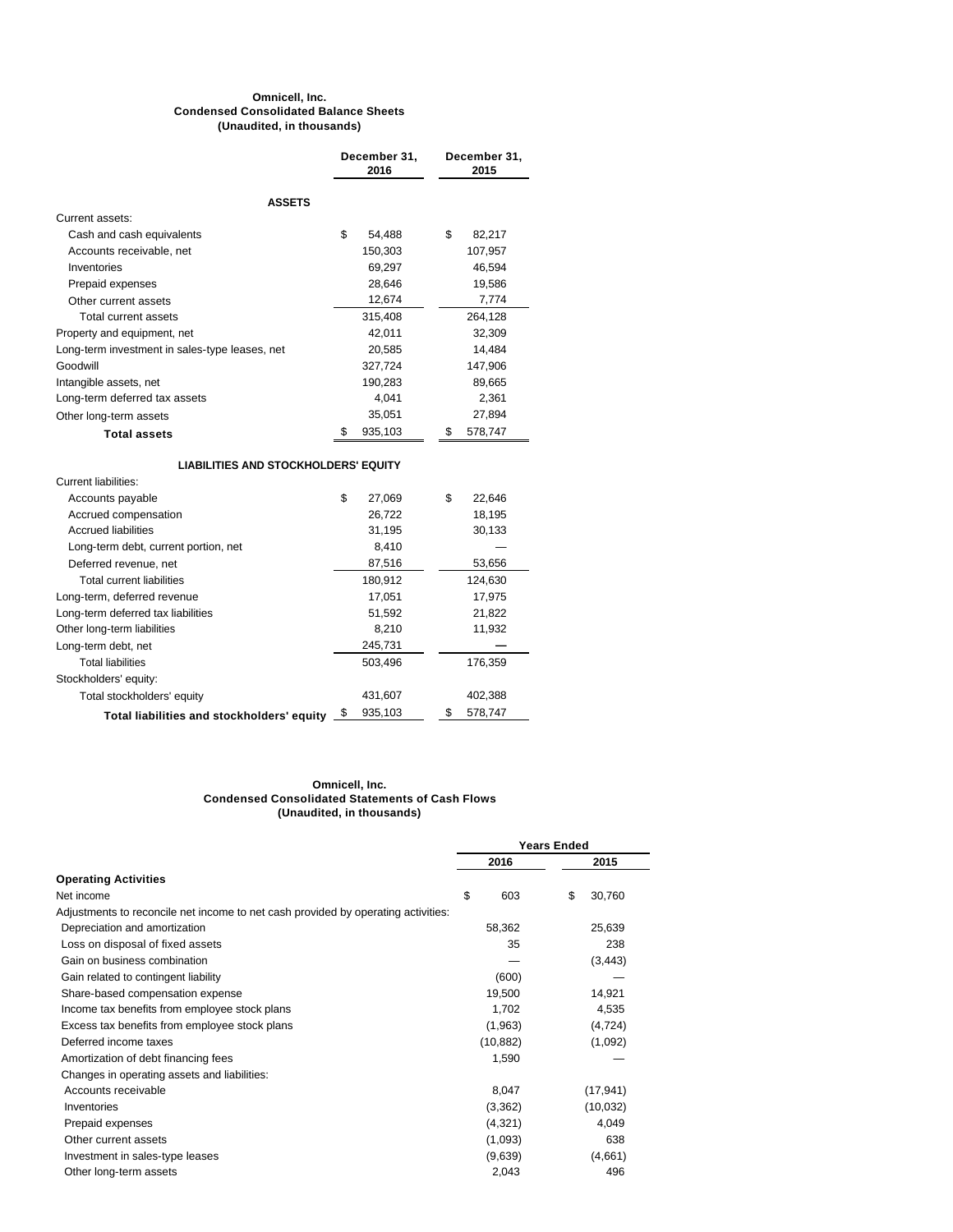**Omnicell, Inc.**
**Condensed Consolidated Balance Sheets**
**(Unaudited, in thousands)**

| | December 31, 2016 | December 31, 2015 |
|---|---|---|
| **ASSETS** | | |
| Current assets: | | |
| Cash and cash equivalents | $ 54,488 | $ 82,217 |
| Accounts receivable, net | 150,303 | 107,957 |
| Inventories | 69,297 | 46,594 |
| Prepaid expenses | 28,646 | 19,586 |
| Other current assets | 12,674 | 7,774 |
| Total current assets | 315,408 | 264,128 |
| Property and equipment, net | 42,011 | 32,309 |
| Long-term investment in sales-type leases, net | 20,585 | 14,484 |
| Goodwill | 327,724 | 147,906 |
| Intangible assets, net | 190,283 | 89,665 |
| Long-term deferred tax assets | 4,041 | 2,361 |
| Other long-term assets | 35,051 | 27,894 |
| **Total assets** | $ 935,103 | $ 578,747 |
| **LIABILITIES AND STOCKHOLDERS' EQUITY** | | |
| Current liabilities: | | |
| Accounts payable | $ 27,069 | $ 22,646 |
| Accrued compensation | 26,722 | 18,195 |
| Accrued liabilities | 31,195 | 30,133 |
| Long-term debt, current portion, net | 8,410 | — |
| Deferred revenue, net | 87,516 | 53,656 |
| Total current liabilities | 180,912 | 124,630 |
| Long-term, deferred revenue | 17,051 | 17,975 |
| Long-term deferred tax liabilities | 51,592 | 21,822 |
| Other long-term liabilities | 8,210 | 11,932 |
| Long-term debt, net | 245,731 | — |
| Total liabilities | 503,496 | 176,359 |
| Stockholders' equity: | | |
| Total stockholders' equity | 431,607 | 402,388 |
| **Total liabilities and stockholders' equity** | $ 935,103 | $ 578,747 |

**Omnicell, Inc.**
**Condensed Consolidated Statements of Cash Flows**
**(Unaudited, in thousands)**

| | Years Ended | |
|---|---|---|
| | 2016 | 2015 |
| **Operating Activities** | | |
| Net income | $ 603 | $ 30,760 |
| Adjustments to reconcile net income to net cash provided by operating activities: | | |
| Depreciation and amortization | 58,362 | 25,639 |
| Loss on disposal of fixed assets | 35 | 238 |
| Gain on business combination | — | (3,443) |
| Gain related to contingent liability | (600) | — |
| Share-based compensation expense | 19,500 | 14,921 |
| Income tax benefits from employee stock plans | 1,702 | 4,535 |
| Excess tax benefits from employee stock plans | (1,963) | (4,724) |
| Deferred income taxes | (10,882) | (1,092) |
| Amortization of debt financing fees | 1,590 | — |
| Changes in operating assets and liabilities: | | |
| Accounts receivable | 8,047 | (17,941) |
| Inventories | (3,362) | (10,032) |
| Prepaid expenses | (4,321) | 4,049 |
| Other current assets | (1,093) | 638 |
| Investment in sales-type leases | (9,639) | (4,661) |
| Other long-term assets | 2,043 | 496 |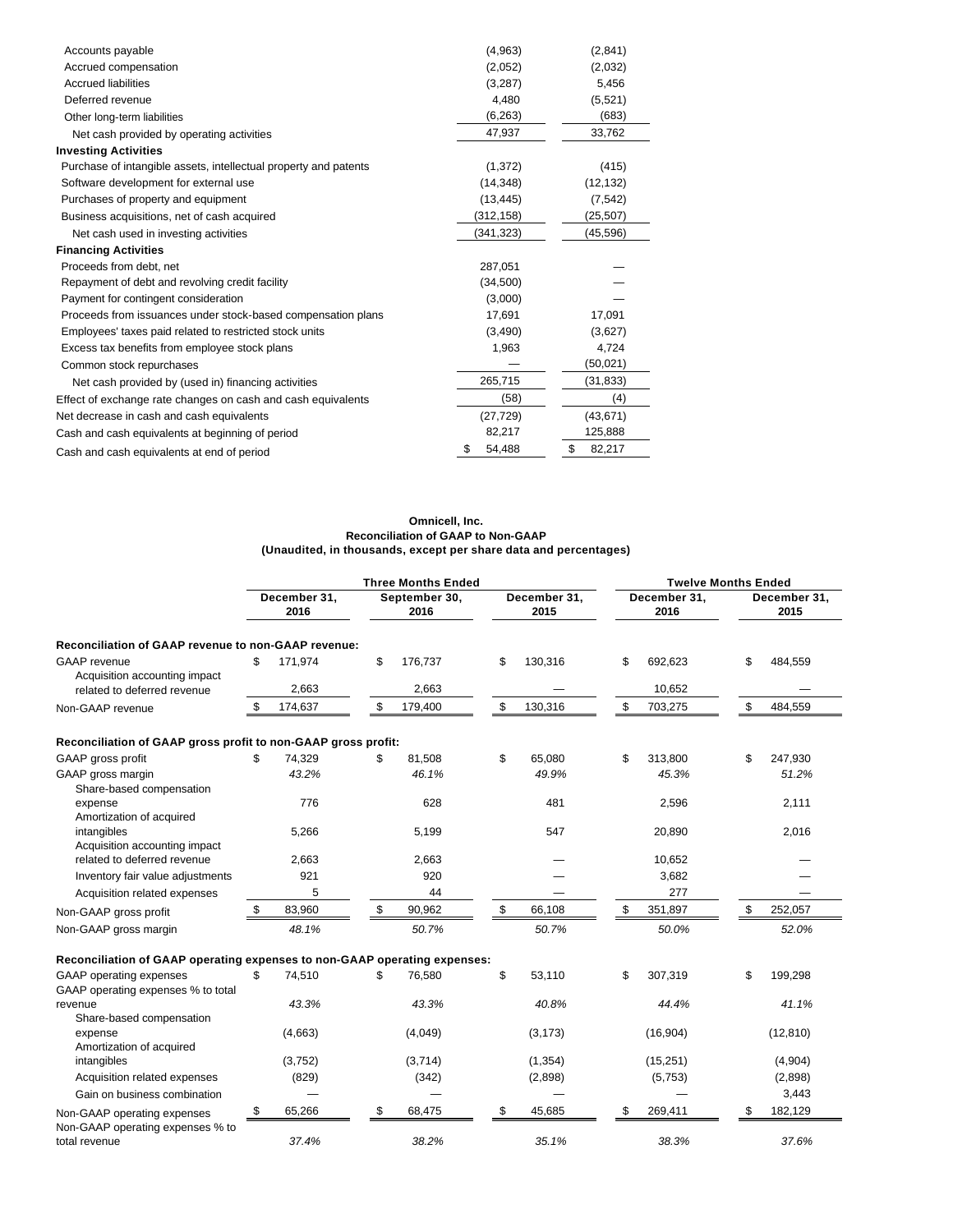| | | |
|---|---|---|
| Accounts payable | (4,963) | (2,841) |
| Accrued compensation | (2,052) | (2,032) |
| Accrued liabilities | (3,287) | 5,456 |
| Deferred revenue | 4,480 | (5,521) |
| Other long-term liabilities | (6,263) | (683) |
| Net cash provided by operating activities | 47,937 | 33,762 |
| **Investing Activities** | | |
| Purchase of intangible assets, intellectual property and patents | (1,372) | (415) |
| Software development for external use | (14,348) | (12,132) |
| Purchases of property and equipment | (13,445) | (7,542) |
| Business acquisitions, net of cash acquired | (312,158) | (25,507) |
| Net cash used in investing activities | (341,323) | (45,596) |
| **Financing Activities** | | |
| Proceeds from debt, net | 287,051 | — |
| Repayment of debt and revolving credit facility | (34,500) | — |
| Payment for contingent consideration | (3,000) | — |
| Proceeds from issuances under stock-based compensation plans | 17,691 | 17,091 |
| Employees' taxes paid related to restricted stock units | (3,490) | (3,627) |
| Excess tax benefits from employee stock plans | 1,963 | 4,724 |
| Common stock repurchases | — | (50,021) |
| Net cash provided by (used in) financing activities | 265,715 | (31,833) |
| Effect of exchange rate changes on cash and cash equivalents | (58) | (4) |
| Net decrease in cash and cash equivalents | (27,729) | (43,671) |
| Cash and cash equivalents at beginning of period | 82,217 | 125,888 |
| Cash and cash equivalents at end of period | $ 54,488 | $ 82,217 |

**Omnicell, Inc.**
**Reconciliation of GAAP to Non-GAAP**
**(Unaudited, in thousands, except per share data and percentages)**

| | Three Months Ended | | | Twelve Months Ended | |
|---|---|---|---|---|---|
| | December 31, 2016 | September 30, 2016 | December 31, 2015 | December 31, 2016 | December 31, 2015 |
| **Reconciliation of GAAP revenue to non-GAAP revenue:** | | | | | |
| GAAP revenue | $ 171,974 | $ 176,737 | $ 130,316 | $ 692,623 | $ 484,559 |
| Acquisition accounting impact related to deferred revenue | 2,663 | 2,663 | — | 10,652 | — |
| Non-GAAP revenue | $ 174,637 | $ 179,400 | $ 130,316 | $ 703,275 | $ 484,559 |
| **Reconciliation of GAAP gross profit to non-GAAP gross profit:** | | | | | |
| GAAP gross profit | $ 74,329 | $ 81,508 | $ 65,080 | $ 313,800 | $ 247,930 |
| GAAP gross margin | *43.2%* | *46.1%* | *49.9%* | *45.3%* | *51.2%* |
| Share-based compensation expense | 776 | 628 | 481 | 2,596 | 2,111 |
| Amortization of acquired intangibles | 5,266 | 5,199 | 547 | 20,890 | 2,016 |
| Acquisition accounting impact related to deferred revenue | 2,663 | 2,663 | — | 10,652 | — |
| Inventory fair value adjustments | 921 | 920 | — | 3,682 | — |
| Acquisition related expenses | 5 | 44 | — | 277 | — |
| Non-GAAP gross profit | $ 83,960 | $ 90,962 | $ 66,108 | $ 351,897 | $ 252,057 |
| Non-GAAP gross margin | *48.1%* | *50.7%* | *50.7%* | *50.0%* | *52.0%* |
| **Reconciliation of GAAP operating expenses to non-GAAP operating expenses:** | | | | | |
| GAAP operating expenses | $ 74,510 | $ 76,580 | $ 53,110 | $ 307,319 | $ 199,298 |
| GAAP operating expenses % to total revenue | *43.3%* | *43.3%* | *40.8%* | *44.4%* | *41.1%* |
| Share-based compensation expense | (4,663) | (4,049) | (3,173) | (16,904) | (12,810) |
| Amortization of acquired intangibles | (3,752) | (3,714) | (1,354) | (15,251) | (4,904) |
| Acquisition related expenses | (829) | (342) | (2,898) | (5,753) | (2,898) |
| Gain on business combination | — | — | — | — | 3,443 |
| Non-GAAP operating expenses | $ 65,266 | $ 68,475 | $ 45,685 | $ 269,411 | $ 182,129 |
| Non-GAAP operating expenses % to total revenue | *37.4%* | *38.2%* | *35.1%* | *38.3%* | *37.6%* |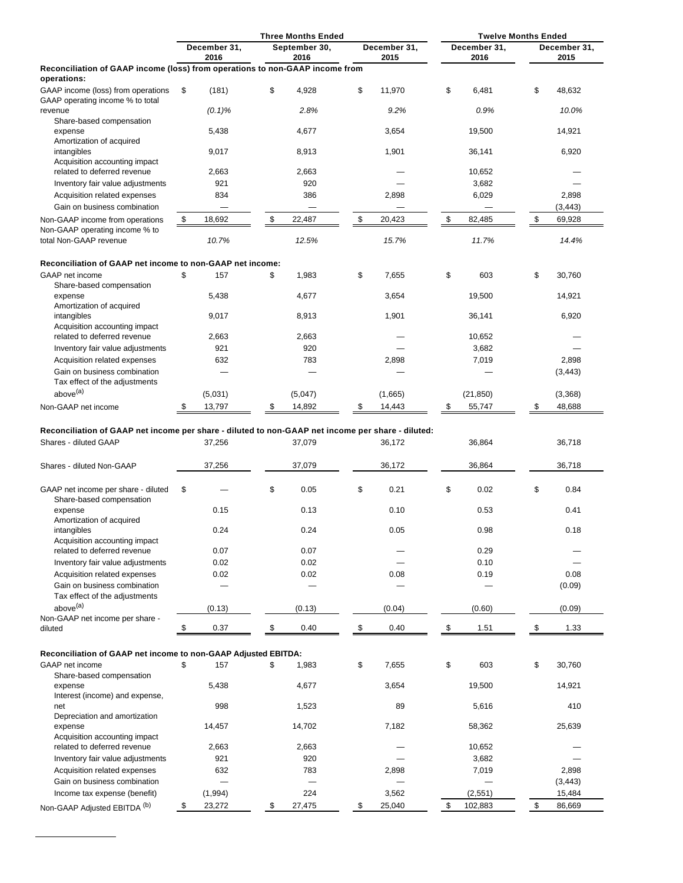| | Three Months Ended | | | Twelve Months Ended | |
|---|---|---|---|---|---|
| | December 31, 2016 | September 30, 2016 | December 31, 2015 | December 31, 2016 | December 31, 2015 |
| **Reconciliation of GAAP income (loss) from operations to non-GAAP income from operations:** | | | | | |
| GAAP income (loss) from operations | $ (181) | $ 4,928 | $ 11,970 | $ 6,481 | $ 48,632 |
| GAAP operating income % to total revenue | *(0.1)%* | *2.8%* | *9.2%* | *0.9%* | *10.0%* |
| Share-based compensation expense | 5,438 | 4,677 | 3,654 | 19,500 | 14,921 |
| Amortization of acquired intangibles | 9,017 | 8,913 | 1,901 | 36,141 | 6,920 |
| Acquisition accounting impact related to deferred revenue | 2,663 | 2,663 | — | 10,652 | — |
| Inventory fair value adjustments | 921 | 920 | — | 3,682 | — |
| Acquisition related expenses | 834 | 386 | 2,898 | 6,029 | 2,898 |
| Gain on business combination | — | — | — | — | (3,443) |
| Non-GAAP income from operations | $ 18,692 | $ 22,487 | $ 20,423 | $ 82,485 | $ 69,928 |
| Non-GAAP operating income % to total Non-GAAP revenue | *10.7%* | *12.5%* | *15.7%* | *11.7%* | *14.4%* |
| **Reconciliation of GAAP net income to non-GAAP net income:** | | | | | |
| GAAP net income | $ 157 | $ 1,983 | $ 7,655 | $ 603 | $ 30,760 |
| Share-based compensation expense | 5,438 | 4,677 | 3,654 | 19,500 | 14,921 |
| Amortization of acquired intangibles | 9,017 | 8,913 | 1,901 | 36,141 | 6,920 |
| Acquisition accounting impact related to deferred revenue | 2,663 | 2,663 | — | 10,652 | — |
| Inventory fair value adjustments | 921 | 920 | — | 3,682 | — |
| Acquisition related expenses | 632 | 783 | 2,898 | 7,019 | 2,898 |
| Gain on business combination | — | — | — | — | (3,443) |
| Tax effect of the adjustments above[(a)] | (5,031) | (5,047) | (1,665) | (21,850) | (3,368) |
| Non-GAAP net income | $ 13,797 | $ 14,892 | $ 14,443 | $ 55,747 | $ 48,688 |
| **Reconciliation of GAAP net income per share - diluted to non-GAAP net income per share - diluted:** | | | | | |
| Shares - diluted GAAP | 37,256 | 37,079 | 36,172 | 36,864 | 36,718 |
| Shares - diluted Non-GAAP | 37,256 | 37,079 | 36,172 | 36,864 | 36,718 |
| GAAP net income per share - diluted | $ — | $ 0.05 | $ 0.21 | $ 0.02 | $ 0.84 |
| Share-based compensation expense | 0.15 | 0.13 | 0.10 | 0.53 | 0.41 |
| Amortization of acquired intangibles | 0.24 | 0.24 | 0.05 | 0.98 | 0.18 |
| Acquisition accounting impact related to deferred revenue | 0.07 | 0.07 | — | 0.29 | — |
| Inventory fair value adjustments | 0.02 | 0.02 | — | 0.10 | — |
| Acquisition related expenses | 0.02 | 0.02 | 0.08 | 0.19 | 0.08 |
| Gain on business combination | — | — | — | — | (0.09) |
| Tax effect of the adjustments above[(a)] | (0.13) | (0.13) | (0.04) | (0.60) | (0.09) |
| Non-GAAP net income per share - diluted | $ 0.37 | $ 0.40 | $ 0.40 | $ 1.51 | $ 1.33 |
| **Reconciliation of GAAP net income to non-GAAP Adjusted EBITDA:** | | | | | |
| GAAP net income | $ 157 | $ 1,983 | $ 7,655 | $ 603 | $ 30,760 |
| Share-based compensation expense | 5,438 | 4,677 | 3,654 | 19,500 | 14,921 |
| Interest (income) and expense, net | 998 | 1,523 | 89 | 5,616 | 410 |
| Depreciation and amortization expense | 14,457 | 14,702 | 7,182 | 58,362 | 25,639 |
| Acquisition accounting impact related to deferred revenue | 2,663 | 2,663 | — | 10,652 | — |
| Inventory fair value adjustments | 921 | 920 | — | 3,682 | — |
| Acquisition related expenses | 632 | 783 | 2,898 | 7,019 | 2,898 |
| Gain on business combination | — | — | — | — | (3,443) |
| Income tax expense (benefit) | (1,994) | 224 | 3,562 | (2,551) | 15,484 |
| Non-GAAP Adjusted EBITDA [(b)] | $ 23,272 | $ 27,475 | $ 25,040 | $ 102,883 | $ 86,669 |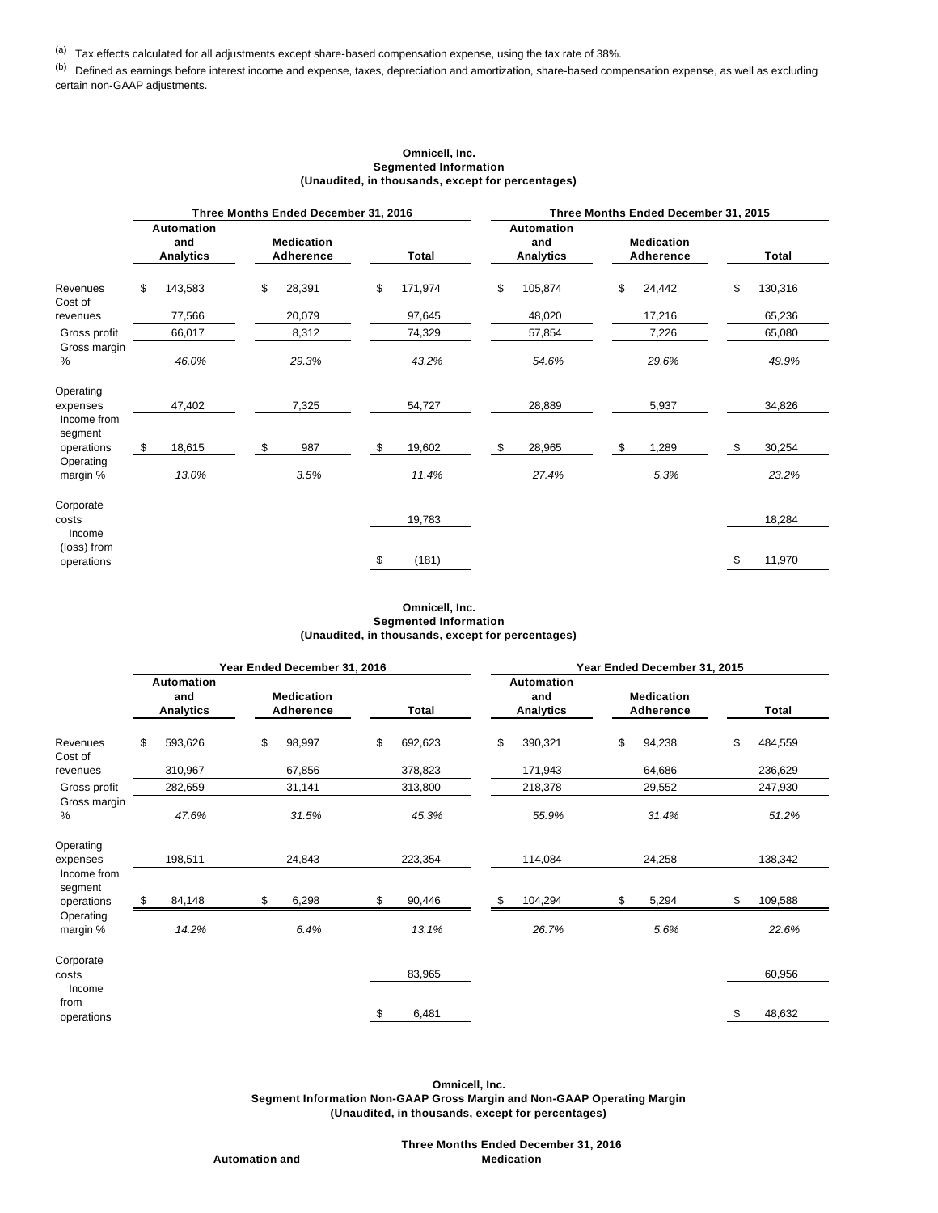(a) Tax effects calculated for all adjustments except share-based compensation expense, using the tax rate of 38%.

(b) Defined as earnings before interest income and expense, taxes, depreciation and amortization, share-based compensation expense, as well as excluding certain non-GAAP adjustments.

**Omnicell, Inc.**
**Segmented Information**
**(Unaudited, in thousands, except for percentages)**

| | Three Months Ended December 31, 2016 | | | Three Months Ended December 31, 2015 | | |
|---|---|---|---|---|---|---|
| | Automation and Analytics | Medication Adherence | Total | Automation and Analytics | Medication Adherence | Total |
| Revenues | $ 143,583 | $ 28,391 | $ 171,974 | $ 105,874 | $ 24,442 | $ 130,316 |
| Cost of revenues | 77,566 | 20,079 | 97,645 | 48,020 | 17,216 | 65,236 |
| Gross profit | 66,017 | 8,312 | 74,329 | 57,854 | 7,226 | 65,080 |
| Gross margin % | *46.0%* | *29.3%* | *43.2%* | *54.6%* | *29.6%* | *49.9%* |
| Operating expenses | 47,402 | 7,325 | 54,727 | 28,889 | 5,937 | 34,826 |
| Income from segment operations | $ 18,615 | $ 987 | $ 19,602 | $ 28,965 | $ 1,289 | $ 30,254 |
| Operating margin % | *13.0%* | *3.5%* | *11.4%* | *27.4%* | *5.3%* | *23.2%* |
| Corporate costs | | | 19,783 | | | 18,284 |
| Income (loss) from operations | | | $ (181) | | | $ 11,970 |

**Omnicell, Inc.**
**Segmented Information**
**(Unaudited, in thousands, except for percentages)**

| | Year Ended December 31, 2016 | | | Year Ended December 31, 2015 | | |
|---|---|---|---|---|---|---|
| | Automation and Analytics | Medication Adherence | Total | Automation and Analytics | Medication Adherence | Total |
| Revenues | $ 593,626 | $ 98,997 | $ 692,623 | $ 390,321 | $ 94,238 | $ 484,559 |
| Cost of revenues | 310,967 | 67,856 | 378,823 | 171,943 | 64,686 | 236,629 |
| Gross profit | 282,659 | 31,141 | 313,800 | 218,378 | 29,552 | 247,930 |
| Gross margin % | *47.6%* | *31.5%* | *45.3%* | *55.9%* | *31.4%* | *51.2%* |
| Operating expenses | 198,511 | 24,843 | 223,354 | 114,084 | 24,258 | 138,342 |
| Income from segment operations | $ 84,148 | $ 6,298 | $ 90,446 | $ 104,294 | $ 5,294 | $ 109,588 |
| Operating margin % | *14.2%* | *6.4%* | *13.1%* | *26.7%* | *5.6%* | *22.6%* |
| Corporate costs | | | 83,965 | | | 60,956 |
| Income from operations | | | $ 6,481 | | | $ 48,632 |

**Omnicell, Inc.**
**Segment Information Non-GAAP Gross Margin and Non-GAAP Operating Margin**
**(Unaudited, in thousands, except for percentages)**

| | Three Months Ended December 31, 2016 | |
|---|---|---|
| | Automation and | Medication |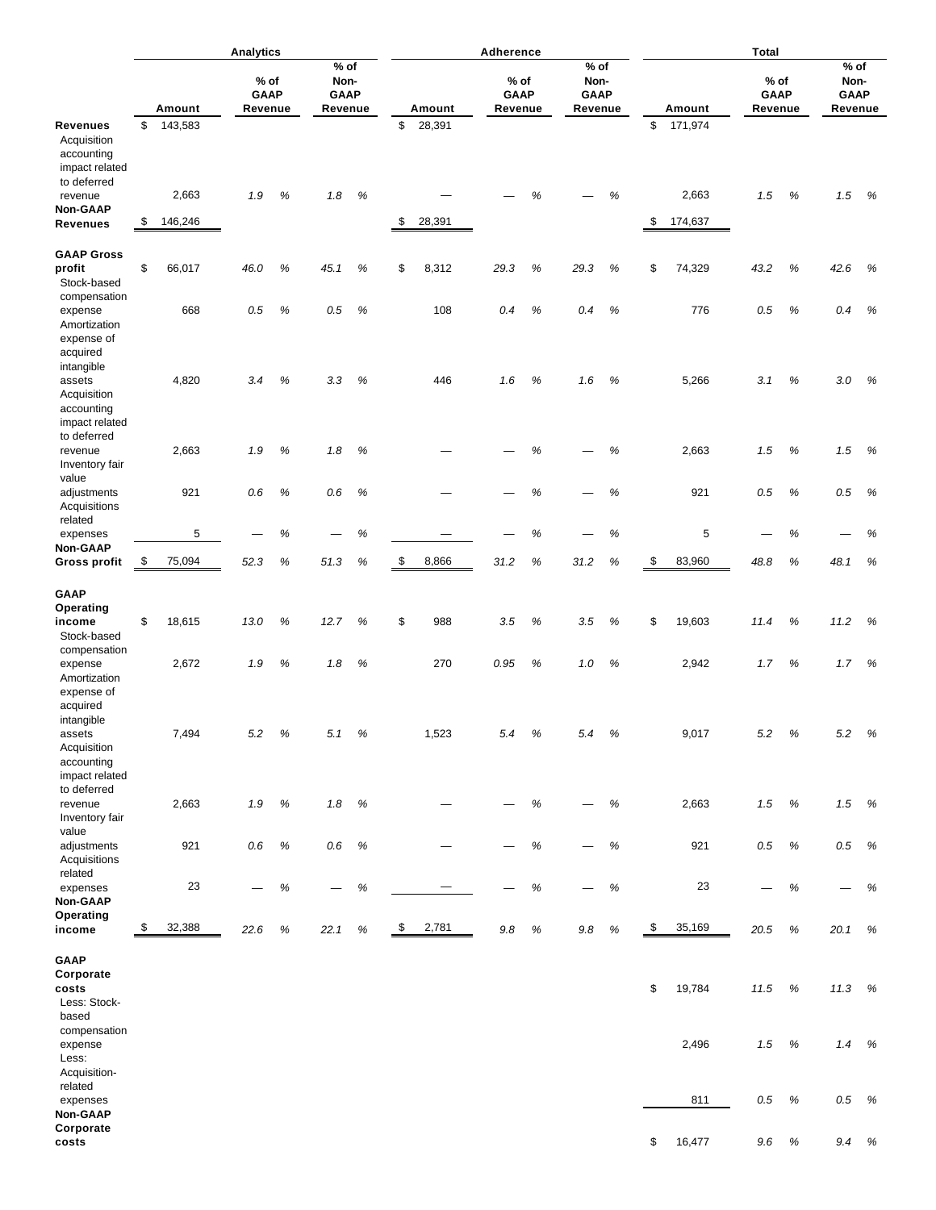| | Analytics | | | Adherence | | | Total | | |
|---|---|---|---|---|---|---|---|---|---|
| | Amount | % of GAAP Revenue | % of Non-GAAP Revenue | Amount | % of GAAP Revenue | % of Non-GAAP Revenue | Amount | % of GAAP Revenue | % of Non-GAAP Revenue |
| **Revenues** | $ 143,583 | | | $ 28,391 | | | $ 171,974 | | |
| Acquisition accounting impact related to deferred revenue | 2,663 | 1.9 % | 1.8 % | — | — % | — % | 2,663 | 1.5 % | 1.5 % |
| **Non-GAAP Revenues** | $ 146,246 | | | $ 28,391 | | | $ 174,637 | | |
| **GAAP Gross profit** | $ 66,017 | 46.0 % | 45.1 % | $ 8,312 | 29.3 % | 29.3 % | $ 74,329 | 43.2 % | 42.6 % |
| Stock-based compensation expense | 668 | 0.5 % | 0.5 % | 108 | 0.4 % | 0.4 % | 776 | 0.5 % | 0.4 % |
| Amortization expense of acquired intangible assets | 4,820 | 3.4 % | 3.3 % | 446 | 1.6 % | 1.6 % | 5,266 | 3.1 % | 3.0 % |
| Acquisition accounting impact related to deferred revenue | 2,663 | 1.9 % | 1.8 % | — | — % | — % | 2,663 | 1.5 % | 1.5 % |
| Inventory fair value adjustments | 921 | 0.6 % | 0.6 % | — | — % | — % | 921 | 0.5 % | 0.5 % |
| Acquisitions related expenses | 5 | — % | — % | — | — % | — % | 5 | — % | — % |
| **Non-GAAP Gross profit** | $ 75,094 | 52.3 % | 51.3 % | $ 8,866 | 31.2 % | 31.2 % | $ 83,960 | 48.8 % | 48.1 % |
| **GAAP Operating income** | $ 18,615 | 13.0 % | 12.7 % | $ 988 | 3.5 % | 3.5 % | $ 19,603 | 11.4 % | 11.2 % |
| Stock-based compensation expense | 2,672 | 1.9 % | 1.8 % | 270 | 0.95 % | 1.0 % | 2,942 | 1.7 % | 1.7 % |
| Amortization expense of acquired intangible assets | 7,494 | 5.2 % | 5.1 % | 1,523 | 5.4 % | 5.4 % | 9,017 | 5.2 % | 5.2 % |
| Acquisition accounting impact related to deferred revenue | 2,663 | 1.9 % | 1.8 % | — | — % | — % | 2,663 | 1.5 % | 1.5 % |
| Inventory fair value adjustments | 921 | 0.6 % | 0.6 % | — | — % | — % | 921 | 0.5 % | 0.5 % |
| Acquisitions related expenses | 23 | — % | — % | — | — % | — % | 23 | — % | — % |
| **Non-GAAP Operating income** | $ 32,388 | 22.6 % | 22.1 % | $ 2,781 | 9.8 % | 9.8 % | $ 35,169 | 20.5 % | 20.1 % |
| **GAAP Corporate costs** | | | | | | | $ 19,784 | 11.5 % | 11.3 % |
| Less: Stock-based compensation expense | | | | | | | 2,496 | 1.5 % | 1.4 % |
| Less: Acquisition-related expenses | | | | | | | 811 | 0.5 % | 0.5 % |
| **Non-GAAP Corporate costs** | | | | | | | $ 16,477 | 9.6 % | 9.4 % |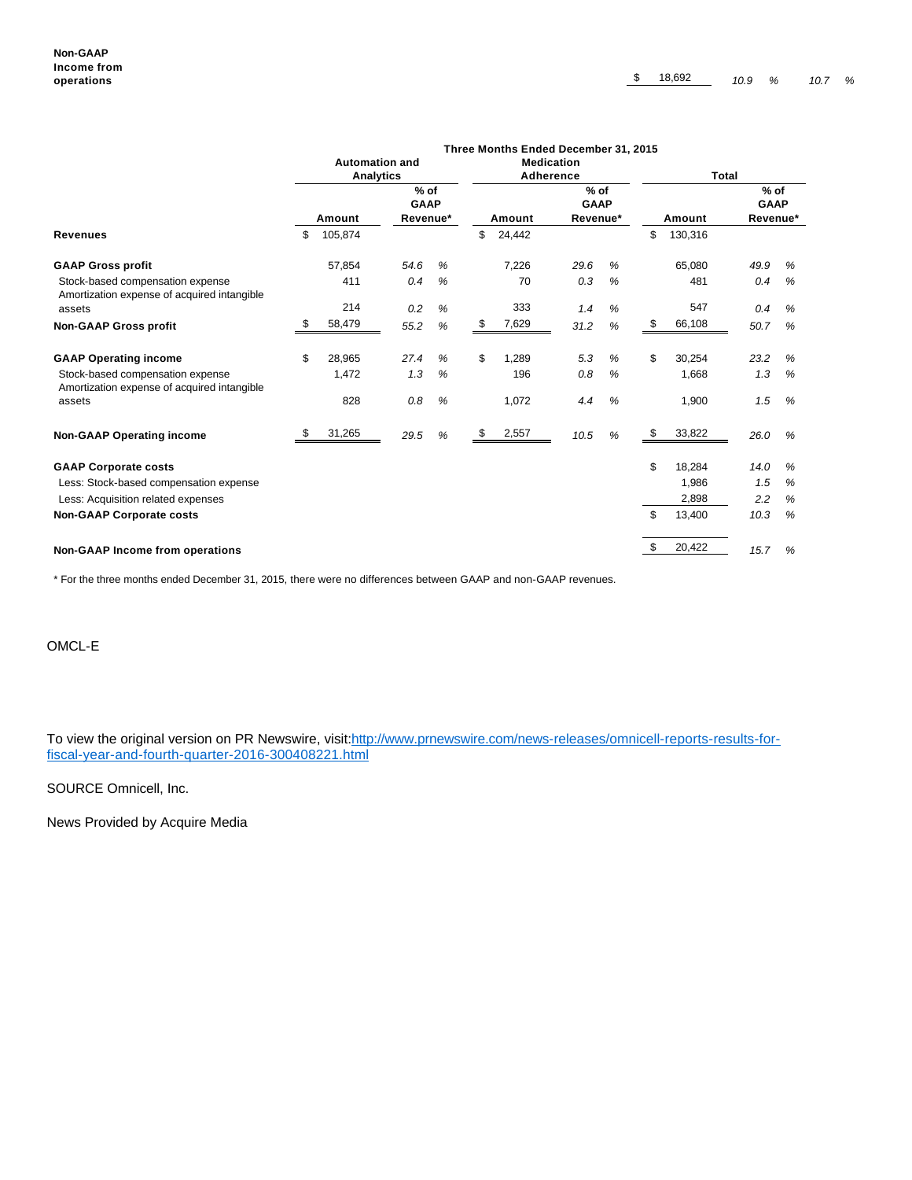| | | | |
|---|---|---|---|
| **Non-GAAP Income from operations** | $ 18,692 | 10.9 % | 10.7 % |

| | Three Months Ended December 31, 2015 | | | | | |
|---|---|---|---|---|---|---|
| | Automation and Analytics | | Medication Adherence | | Total | |
| | Amount | % of GAAP Revenue* | Amount | % of GAAP Revenue* | Amount | % of GAAP Revenue* |
| **Revenues** | $ 105,874 | | $ 24,442 | | $ 130,316 | |
| **GAAP Gross profit** | 57,854 | 54.6 % | 7,226 | 29.6 % | 65,080 | 49.9 % |
| Stock-based compensation expense | 411 | 0.4 % | 70 | 0.3 % | 481 | 0.4 % |
| Amortization expense of acquired intangible assets | 214 | 0.2 % | 333 | 1.4 % | 547 | 0.4 % |
| **Non-GAAP Gross profit** | $ 58,479 | 55.2 % | $ 7,629 | 31.2 % | $ 66,108 | 50.7 % |
| **GAAP Operating income** | $ 28,965 | 27.4 % | $ 1,289 | 5.3 % | $ 30,254 | 23.2 % |
| Stock-based compensation expense | 1,472 | 1.3 % | 196 | 0.8 % | 1,668 | 1.3 % |
| Amortization expense of acquired intangible assets | 828 | 0.8 % | 1,072 | 4.4 % | 1,900 | 1.5 % |
| **Non-GAAP Operating income** | $ 31,265 | 29.5 % | $ 2,557 | 10.5 % | $ 33,822 | 26.0 % |
| **GAAP Corporate costs** | | | | | $ 18,284 | 14.0 % |
| Less: Stock-based compensation expense | | | | | 1,986 | 1.5 % |
| Less: Acquisition related expenses | | | | | 2,898 | 2.2 % |
| **Non-GAAP Corporate costs** | | | | | $ 13,400 | 10.3 % |
| **Non-GAAP Income from operations** | | | | | $ 20,422 | 15.7 % |

* For the three months ended December 31, 2015, there were no differences between GAAP and non-GAAP revenues.

OMCL-E

To view the original version on PR Newswire, visit:http://www.prnewswire.com/news-releases/omnicell-reports-results-for-fiscal-year-and-fourth-quarter-2016-300408221.html

SOURCE Omnicell, Inc.

News Provided by Acquire Media